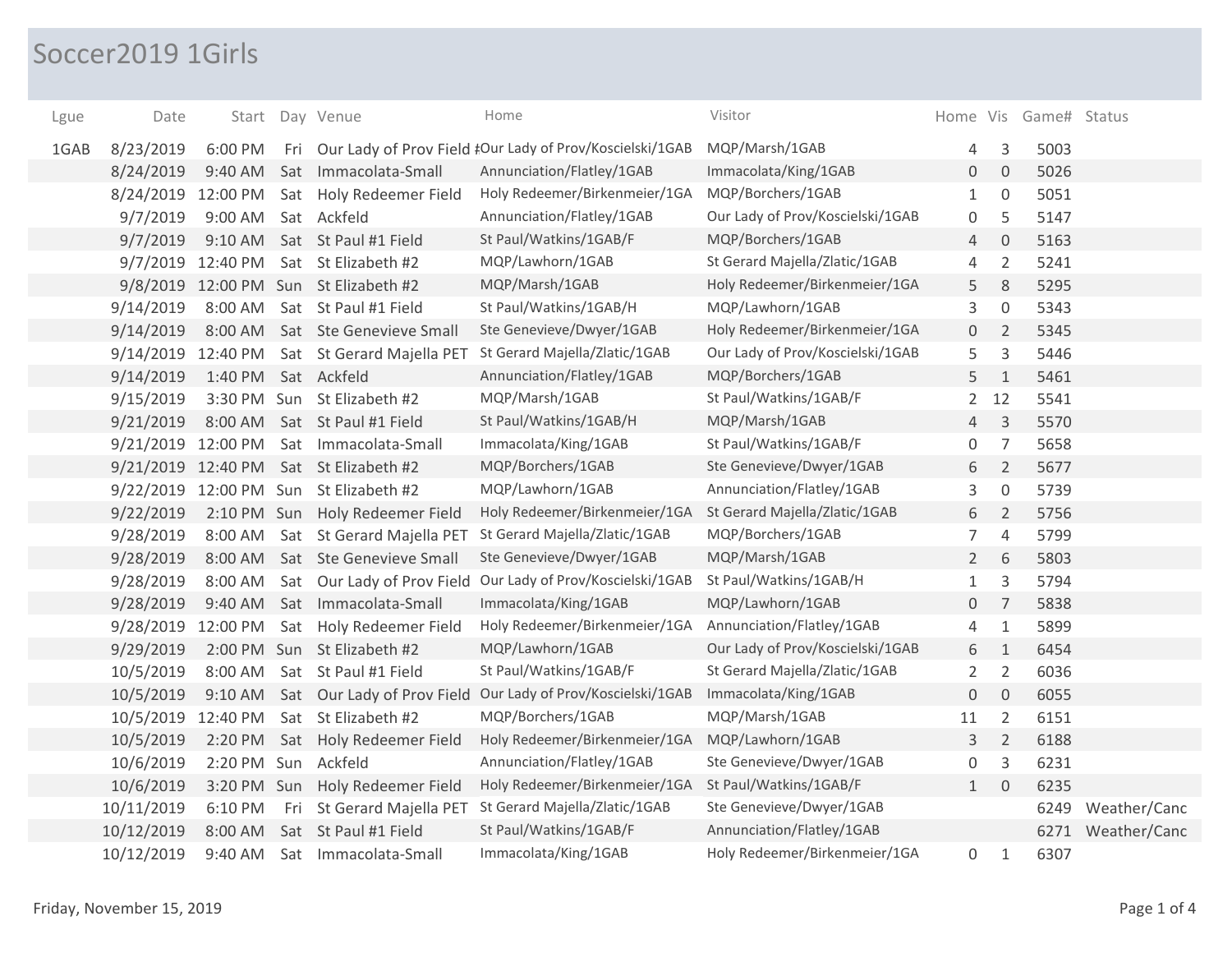# Soccer2019 1Girls

| Lgue | Date | Start | Day | Venue | Home | Visitor | Home | Vis | Game# | Status |
|---|---|---|---|---|---|---|---|---|---|---|
| 1GAB | 8/23/2019 | 6:00 PM | Fri | Our Lady of Prov Field # | Our Lady of Prov/Koscielski/1GAB | MQP/Marsh/1GAB | 4 | 3 | 5003 | |
| | 8/24/2019 | 9:40 AM | Sat | Immacolata-Small | Annunciation/Flatley/1GAB | Immacolata/King/1GAB | 0 | 0 | 5026 | |
| | 8/24/2019 | 12:00 PM | Sat | Holy Redeemer Field | Holy Redeemer/Birkenmeier/1GA | MQP/Borchers/1GAB | 1 | 0 | 5051 | |
| | 9/7/2019 | 9:00 AM | Sat | Ackfeld | Annunciation/Flatley/1GAB | Our Lady of Prov/Koscielski/1GAB | 0 | 5 | 5147 | |
| | 9/7/2019 | 9:10 AM | Sat | St Paul #1 Field | St Paul/Watkins/1GAB/F | MQP/Borchers/1GAB | 4 | 0 | 5163 | |
| | 9/7/2019 | 12:40 PM | Sat | St Elizabeth #2 | MQP/Lawhorn/1GAB | St Gerard Majella/Zlatic/1GAB | 4 | 2 | 5241 | |
| | 9/8/2019 | 12:00 PM | Sun | St Elizabeth #2 | MQP/Marsh/1GAB | Holy Redeemer/Birkenmeier/1GA | 5 | 8 | 5295 | |
| | 9/14/2019 | 8:00 AM | Sat | St Paul #1 Field | St Paul/Watkins/1GAB/H | MQP/Lawhorn/1GAB | 3 | 0 | 5343 | |
| | 9/14/2019 | 8:00 AM | Sat | Ste Genevieve Small | Ste Genevieve/Dwyer/1GAB | Holy Redeemer/Birkenmeier/1GA | 0 | 2 | 5345 | |
| | 9/14/2019 | 12:40 PM | Sat | St Gerard Majella PET | St Gerard Majella/Zlatic/1GAB | Our Lady of Prov/Koscielski/1GAB | 5 | 3 | 5446 | |
| | 9/14/2019 | 1:40 PM | Sat | Ackfeld | Annunciation/Flatley/1GAB | MQP/Borchers/1GAB | 5 | 1 | 5461 | |
| | 9/15/2019 | 3:30 PM | Sun | St Elizabeth #2 | MQP/Marsh/1GAB | St Paul/Watkins/1GAB/F | 2 | 12 | 5541 | |
| | 9/21/2019 | 8:00 AM | Sat | St Paul #1 Field | St Paul/Watkins/1GAB/H | MQP/Marsh/1GAB | 4 | 3 | 5570 | |
| | 9/21/2019 | 12:00 PM | Sat | Immacolata-Small | Immacolata/King/1GAB | St Paul/Watkins/1GAB/F | 0 | 7 | 5658 | |
| | 9/21/2019 | 12:40 PM | Sat | St Elizabeth #2 | MQP/Borchers/1GAB | Ste Genevieve/Dwyer/1GAB | 6 | 2 | 5677 | |
| | 9/22/2019 | 12:00 PM | Sun | St Elizabeth #2 | MQP/Lawhorn/1GAB | Annunciation/Flatley/1GAB | 3 | 0 | 5739 | |
| | 9/22/2019 | 2:10 PM | Sun | Holy Redeemer Field | Holy Redeemer/Birkenmeier/1GA | St Gerard Majella/Zlatic/1GAB | 6 | 2 | 5756 | |
| | 9/28/2019 | 8:00 AM | Sat | St Gerard Majella PET | St Gerard Majella/Zlatic/1GAB | MQP/Borchers/1GAB | 7 | 4 | 5799 | |
| | 9/28/2019 | 8:00 AM | Sat | Ste Genevieve Small | Ste Genevieve/Dwyer/1GAB | MQP/Marsh/1GAB | 2 | 6 | 5803 | |
| | 9/28/2019 | 8:00 AM | Sat | Our Lady of Prov Field | Our Lady of Prov/Koscielski/1GAB | St Paul/Watkins/1GAB/H | 1 | 3 | 5794 | |
| | 9/28/2019 | 9:40 AM | Sat | Immacolata-Small | Immacolata/King/1GAB | MQP/Lawhorn/1GAB | 0 | 7 | 5838 | |
| | 9/28/2019 | 12:00 PM | Sat | Holy Redeemer Field | Holy Redeemer/Birkenmeier/1GA | Annunciation/Flatley/1GAB | 4 | 1 | 5899 | |
| | 9/29/2019 | 2:00 PM | Sun | St Elizabeth #2 | MQP/Lawhorn/1GAB | Our Lady of Prov/Koscielski/1GAB | 6 | 1 | 6454 | |
| | 10/5/2019 | 8:00 AM | Sat | St Paul #1 Field | St Paul/Watkins/1GAB/F | St Gerard Majella/Zlatic/1GAB | 2 | 2 | 6036 | |
| | 10/5/2019 | 9:10 AM | Sat | Our Lady of Prov Field | Our Lady of Prov/Koscielski/1GAB | Immacolata/King/1GAB | 0 | 0 | 6055 | |
| | 10/5/2019 | 12:40 PM | Sat | St Elizabeth #2 | MQP/Borchers/1GAB | MQP/Marsh/1GAB | 11 | 2 | 6151 | |
| | 10/5/2019 | 2:20 PM | Sat | Holy Redeemer Field | Holy Redeemer/Birkenmeier/1GA | MQP/Lawhorn/1GAB | 3 | 2 | 6188 | |
| | 10/6/2019 | 2:20 PM | Sun | Ackfeld | Annunciation/Flatley/1GAB | Ste Genevieve/Dwyer/1GAB | 0 | 3 | 6231 | |
| | 10/6/2019 | 3:20 PM | Sun | Holy Redeemer Field | Holy Redeemer/Birkenmeier/1GA | St Paul/Watkins/1GAB/F | 1 | 0 | 6235 | |
| | 10/11/2019 | 6:10 PM | Fri | St Gerard Majella PET | St Gerard Majella/Zlatic/1GAB | Ste Genevieve/Dwyer/1GAB | | | 6249 | Weather/Canc |
| | 10/12/2019 | 8:00 AM | Sat | St Paul #1 Field | St Paul/Watkins/1GAB/F | Annunciation/Flatley/1GAB | | | 6271 | Weather/Canc |
| | 10/12/2019 | 9:40 AM | Sat | Immacolata-Small | Immacolata/King/1GAB | Holy Redeemer/Birkenmeier/1GA | 0 | 1 | 6307 | |

Friday, November 15, 2019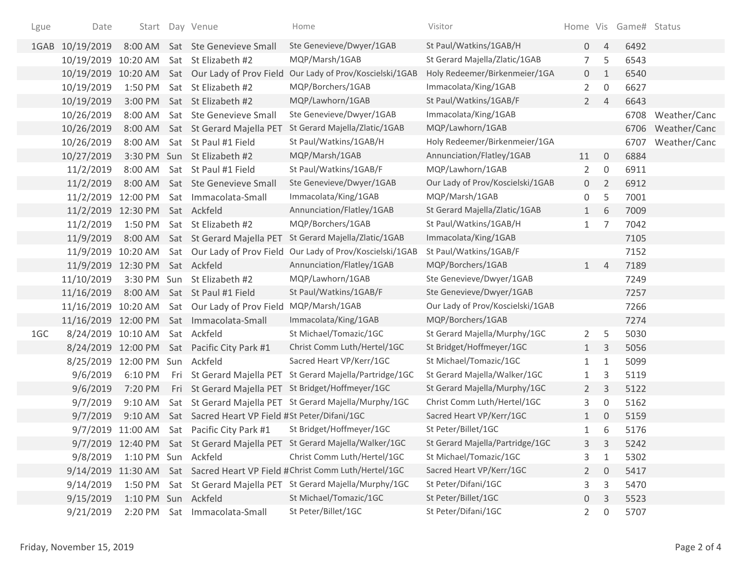| Lgue | Date | Start | Day | Venue | Home | Visitor | Home | Vis | Game# | Status |
|---|---|---|---|---|---|---|---|---|---|---|
| 1GAB | 10/19/2019 | 8:00 AM | Sat | Ste Genevieve Small | Ste Genevieve/Dwyer/1GAB | St Paul/Watkins/1GAB/H | 0 | 4 | 6492 | |
| | 10/19/2019 | 10:20 AM | Sat | St Elizabeth #2 | MQP/Marsh/1GAB | St Gerard Majella/Zlatic/1GAB | 7 | 5 | 6543 | |
| | 10/19/2019 | 10:20 AM | Sat | Our Lady of Prov Field | Our Lady of Prov/Koscielski/1GAB | Holy Redeemer/Birkenmeier/1GA | 0 | 1 | 6540 | |
| | 10/19/2019 | 1:50 PM | Sat | St Elizabeth #2 | MQP/Borchers/1GAB | Immacolata/King/1GAB | 2 | 0 | 6627 | |
| | 10/19/2019 | 3:00 PM | Sat | St Elizabeth #2 | MQP/Lawhorn/1GAB | St Paul/Watkins/1GAB/F | 2 | 4 | 6643 | |
| | 10/26/2019 | 8:00 AM | Sat | Ste Genevieve Small | Ste Genevieve/Dwyer/1GAB | Immacolata/King/1GAB | | | 6708 | Weather/Canc |
| | 10/26/2019 | 8:00 AM | Sat | St Gerard Majella PET | St Gerard Majella/Zlatic/1GAB | MQP/Lawhorn/1GAB | | | 6706 | Weather/Canc |
| | 10/26/2019 | 8:00 AM | Sat | St Paul #1 Field | St Paul/Watkins/1GAB/H | Holy Redeemer/Birkenmeier/1GA | | | 6707 | Weather/Canc |
| | 10/27/2019 | 3:30 PM | Sun | St Elizabeth #2 | MQP/Marsh/1GAB | Annunciation/Flatley/1GAB | 11 | 0 | 6884 | |
| | 11/2/2019 | 8:00 AM | Sat | St Paul #1 Field | St Paul/Watkins/1GAB/F | MQP/Lawhorn/1GAB | 2 | 0 | 6911 | |
| | 11/2/2019 | 8:00 AM | Sat | Ste Genevieve Small | Ste Genevieve/Dwyer/1GAB | Our Lady of Prov/Koscielski/1GAB | 0 | 2 | 6912 | |
| | 11/2/2019 | 12:00 PM | Sat | Immacolata-Small | Immacolata/King/1GAB | MQP/Marsh/1GAB | 0 | 5 | 7001 | |
| | 11/2/2019 | 12:30 PM | Sat | Ackfeld | Annunciation/Flatley/1GAB | St Gerard Majella/Zlatic/1GAB | 1 | 6 | 7009 | |
| | 11/2/2019 | 1:50 PM | Sat | St Elizabeth #2 | MQP/Borchers/1GAB | St Paul/Watkins/1GAB/H | 1 | 7 | 7042 | |
| | 11/9/2019 | 8:00 AM | Sat | St Gerard Majella PET | St Gerard Majella/Zlatic/1GAB | Immacolata/King/1GAB | | | 7105 | |
| | 11/9/2019 | 10:20 AM | Sat | Our Lady of Prov Field | Our Lady of Prov/Koscielski/1GAB | St Paul/Watkins/1GAB/F | | | 7152 | |
| | 11/9/2019 | 12:30 PM | Sat | Ackfeld | Annunciation/Flatley/1GAB | MQP/Borchers/1GAB | 1 | 4 | 7189 | |
| | 11/10/2019 | 3:30 PM | Sun | St Elizabeth #2 | MQP/Lawhorn/1GAB | Ste Genevieve/Dwyer/1GAB | | | 7249 | |
| | 11/16/2019 | 8:00 AM | Sat | St Paul #1 Field | St Paul/Watkins/1GAB/F | Ste Genevieve/Dwyer/1GAB | | | 7257 | |
| | 11/16/2019 | 10:20 AM | Sat | Our Lady of Prov Field | MQP/Marsh/1GAB | Our Lady of Prov/Koscielski/1GAB | | | 7266 | |
| | 11/16/2019 | 12:00 PM | Sat | Immacolata-Small | Immacolata/King/1GAB | MQP/Borchers/1GAB | | | 7274 | |
| 1GC | 8/24/2019 | 10:10 AM | Sat | Ackfeld | St Michael/Tomazic/1GC | St Gerard Majella/Murphy/1GC | 2 | 5 | 5030 | |
| | 8/24/2019 | 12:00 PM | Sat | Pacific City Park #1 | Christ Comm Luth/Hertel/1GC | St Bridget/Hoffmeyer/1GC | 1 | 3 | 5056 | |
| | 8/25/2019 | 12:00 PM | Sun | Ackfeld | Sacred Heart VP/Kerr/1GC | St Michael/Tomazic/1GC | 1 | 1 | 5099 | |
| | 9/6/2019 | 6:10 PM | Fri | St Gerard Majella PET | St Gerard Majella/Partridge/1GC | St Gerard Majella/Walker/1GC | 1 | 3 | 5119 | |
| | 9/6/2019 | 7:20 PM | Fri | St Gerard Majella PET | St Bridget/Hoffmeyer/1GC | St Gerard Majella/Murphy/1GC | 2 | 3 | 5122 | |
| | 9/7/2019 | 9:10 AM | Sat | St Gerard Majella PET | St Gerard Majella/Murphy/1GC | Christ Comm Luth/Hertel/1GC | 3 | 0 | 5162 | |
| | 9/7/2019 | 9:10 AM | Sat | Sacred Heart VP Field # | St Peter/Difani/1GC | Sacred Heart VP/Kerr/1GC | 1 | 0 | 5159 | |
| | 9/7/2019 | 11:00 AM | Sat | Pacific City Park #1 | St Bridget/Hoffmeyer/1GC | St Peter/Billet/1GC | 1 | 6 | 5176 | |
| | 9/7/2019 | 12:40 PM | Sat | St Gerard Majella PET | St Gerard Majella/Walker/1GC | St Gerard Majella/Partridge/1GC | 3 | 3 | 5242 | |
| | 9/8/2019 | 1:10 PM | Sun | Ackfeld | Christ Comm Luth/Hertel/1GC | St Michael/Tomazic/1GC | 3 | 1 | 5302 | |
| | 9/14/2019 | 11:30 AM | Sat | Sacred Heart VP Field # | Christ Comm Luth/Hertel/1GC | Sacred Heart VP/Kerr/1GC | 2 | 0 | 5417 | |
| | 9/14/2019 | 1:50 PM | Sat | St Gerard Majella PET | St Gerard Majella/Murphy/1GC | St Peter/Difani/1GC | 3 | 3 | 5470 | |
| | 9/15/2019 | 1:10 PM | Sun | Ackfeld | St Michael/Tomazic/1GC | St Peter/Billet/1GC | 0 | 3 | 5523 | |
| | 9/21/2019 | 2:20 PM | Sat | Immacolata-Small | St Peter/Billet/1GC | St Peter/Difani/1GC | 2 | 0 | 5707 | |

Friday, November 15, 2019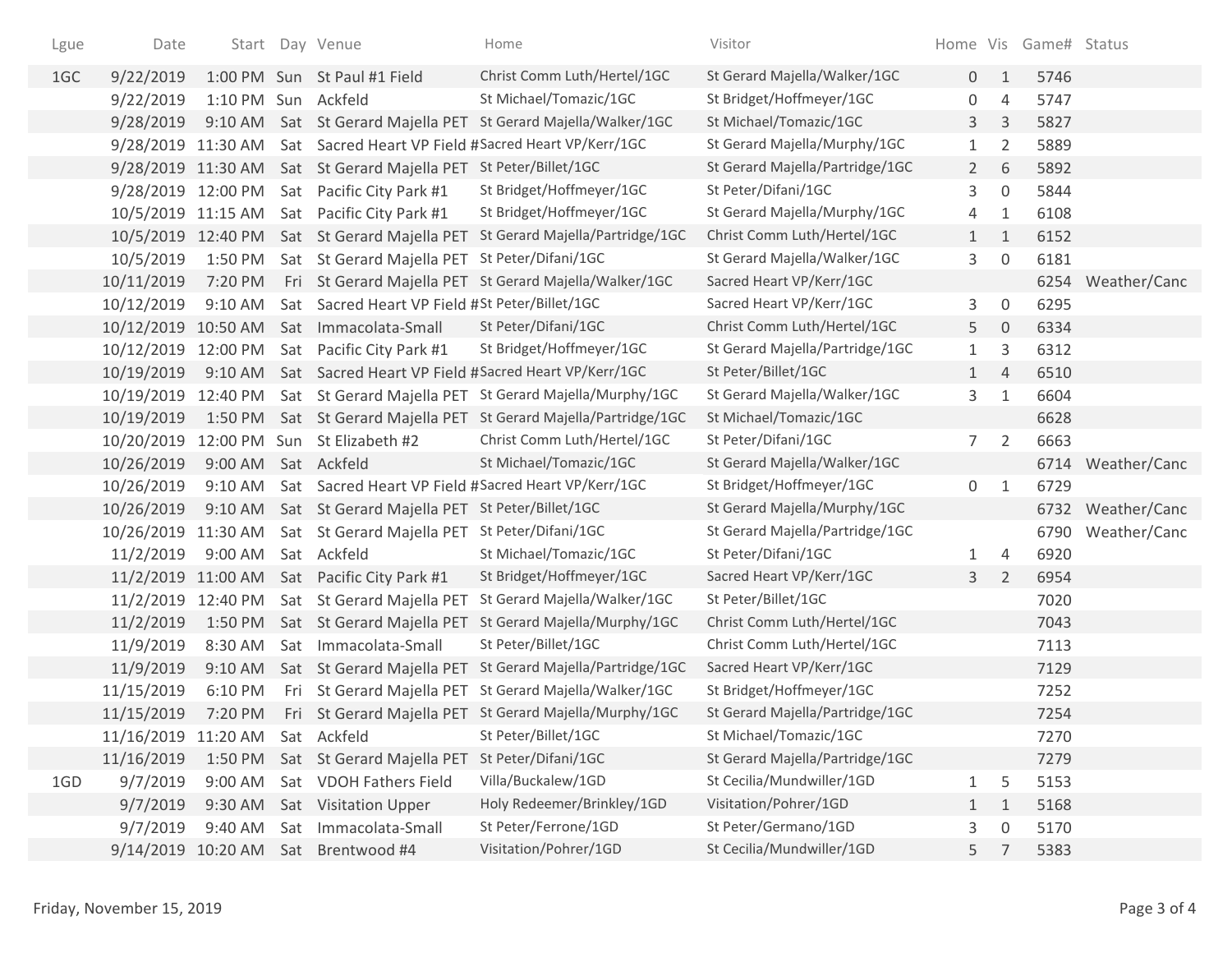| Lgue | Date | Start | Day | Venue | Home | Visitor | Home | Vis | Game# | Status |
|---|---|---|---|---|---|---|---|---|---|---|
| 1GC | 9/22/2019 | 1:00 PM | Sun | St Paul #1 Field | Christ Comm Luth/Hertel/1GC | St Gerard Majella/Walker/1GC | 0 | 1 | 5746 | |
| | 9/22/2019 | 1:10 PM | Sun | Ackfeld | St Michael/Tomazic/1GC | St Bridget/Hoffmeyer/1GC | 0 | 4 | 5747 | |
| | 9/28/2019 | 9:10 AM | Sat | St Gerard Majella PET | St Gerard Majella/Walker/1GC | St Michael/Tomazic/1GC | 3 | 3 | 5827 | |
| | 9/28/2019 | 11:30 AM | Sat | Sacred Heart VP Field # | Sacred Heart VP/Kerr/1GC | St Gerard Majella/Murphy/1GC | 1 | 2 | 5889 | |
| | 9/28/2019 | 11:30 AM | Sat | St Gerard Majella PET | St Peter/Billet/1GC | St Gerard Majella/Partridge/1GC | 2 | 6 | 5892 | |
| | 9/28/2019 | 12:00 PM | Sat | Pacific City Park #1 | St Bridget/Hoffmeyer/1GC | St Peter/Difani/1GC | 3 | 0 | 5844 | |
| | 10/5/2019 | 11:15 AM | Sat | Pacific City Park #1 | St Bridget/Hoffmeyer/1GC | St Gerard Majella/Murphy/1GC | 4 | 1 | 6108 | |
| | 10/5/2019 | 12:40 PM | Sat | St Gerard Majella PET | St Gerard Majella/Partridge/1GC | Christ Comm Luth/Hertel/1GC | 1 | 1 | 6152 | |
| | 10/5/2019 | 1:50 PM | Sat | St Gerard Majella PET | St Peter/Difani/1GC | St Gerard Majella/Walker/1GC | 3 | 0 | 6181 | |
| | 10/11/2019 | 7:20 PM | Fri | St Gerard Majella PET | St Gerard Majella/Walker/1GC | Sacred Heart VP/Kerr/1GC | | | 6254 | Weather/Canc |
| | 10/12/2019 | 9:10 AM | Sat | Sacred Heart VP Field # | St Peter/Billet/1GC | Sacred Heart VP/Kerr/1GC | 3 | 0 | 6295 | |
| | 10/12/2019 | 10:50 AM | Sat | Immacolata-Small | St Peter/Difani/1GC | Christ Comm Luth/Hertel/1GC | 5 | 0 | 6334 | |
| | 10/12/2019 | 12:00 PM | Sat | Pacific City Park #1 | St Bridget/Hoffmeyer/1GC | St Gerard Majella/Partridge/1GC | 1 | 3 | 6312 | |
| | 10/19/2019 | 9:10 AM | Sat | Sacred Heart VP Field # | Sacred Heart VP/Kerr/1GC | St Peter/Billet/1GC | 1 | 4 | 6510 | |
| | 10/19/2019 | 12:40 PM | Sat | St Gerard Majella PET | St Gerard Majella/Murphy/1GC | St Gerard Majella/Walker/1GC | 3 | 1 | 6604 | |
| | 10/19/2019 | 1:50 PM | Sat | St Gerard Majella PET | St Gerard Majella/Partridge/1GC | St Michael/Tomazic/1GC | | | 6628 | |
| | 10/20/2019 | 12:00 PM | Sun | St Elizabeth #2 | Christ Comm Luth/Hertel/1GC | St Peter/Difani/1GC | 7 | 2 | 6663 | |
| | 10/26/2019 | 9:00 AM | Sat | Ackfeld | St Michael/Tomazic/1GC | St Gerard Majella/Walker/1GC | | | 6714 | Weather/Canc |
| | 10/26/2019 | 9:10 AM | Sat | Sacred Heart VP Field # | Sacred Heart VP/Kerr/1GC | St Bridget/Hoffmeyer/1GC | 0 | 1 | 6729 | |
| | 10/26/2019 | 9:10 AM | Sat | St Gerard Majella PET | St Peter/Billet/1GC | St Gerard Majella/Murphy/1GC | | | 6732 | Weather/Canc |
| | 10/26/2019 | 11:30 AM | Sat | St Gerard Majella PET | St Peter/Difani/1GC | St Gerard Majella/Partridge/1GC | | | 6790 | Weather/Canc |
| | 11/2/2019 | 9:00 AM | Sat | Ackfeld | St Michael/Tomazic/1GC | St Peter/Difani/1GC | 1 | 4 | 6920 | |
| | 11/2/2019 | 11:00 AM | Sat | Pacific City Park #1 | St Bridget/Hoffmeyer/1GC | Sacred Heart VP/Kerr/1GC | 3 | 2 | 6954 | |
| | 11/2/2019 | 12:40 PM | Sat | St Gerard Majella PET | St Gerard Majella/Walker/1GC | St Peter/Billet/1GC | | | 7020 | |
| | 11/2/2019 | 1:50 PM | Sat | St Gerard Majella PET | St Gerard Majella/Murphy/1GC | Christ Comm Luth/Hertel/1GC | | | 7043 | |
| | 11/9/2019 | 8:30 AM | Sat | Immacolata-Small | St Peter/Billet/1GC | Christ Comm Luth/Hertel/1GC | | | 7113 | |
| | 11/9/2019 | 9:10 AM | Sat | St Gerard Majella PET | St Gerard Majella/Partridge/1GC | Sacred Heart VP/Kerr/1GC | | | 7129 | |
| | 11/15/2019 | 6:10 PM | Fri | St Gerard Majella PET | St Gerard Majella/Walker/1GC | St Bridget/Hoffmeyer/1GC | | | 7252 | |
| | 11/15/2019 | 7:20 PM | Fri | St Gerard Majella PET | St Gerard Majella/Murphy/1GC | St Gerard Majella/Partridge/1GC | | | 7254 | |
| | 11/16/2019 | 11:20 AM | Sat | Ackfeld | St Peter/Billet/1GC | St Michael/Tomazic/1GC | | | 7270 | |
| | 11/16/2019 | 1:50 PM | Sat | St Gerard Majella PET | St Peter/Difani/1GC | St Gerard Majella/Partridge/1GC | | | 7279 | |
| 1GD | 9/7/2019 | 9:00 AM | Sat | VDOH Fathers Field | Villa/Buckalew/1GD | St Cecilia/Mundwiller/1GD | 1 | 5 | 5153 | |
| | 9/7/2019 | 9:30 AM | Sat | Visitation Upper | Holy Redeemer/Brinkley/1GD | Visitation/Pohrer/1GD | 1 | 1 | 5168 | |
| | 9/7/2019 | 9:40 AM | Sat | Immacolata-Small | St Peter/Ferrone/1GD | St Peter/Germano/1GD | 3 | 0 | 5170 | |
| | 9/14/2019 | 10:20 AM | Sat | Brentwood #4 | Visitation/Pohrer/1GD | St Cecilia/Mundwiller/1GD | 5 | 7 | 5383 | |

Friday, November 15, 2019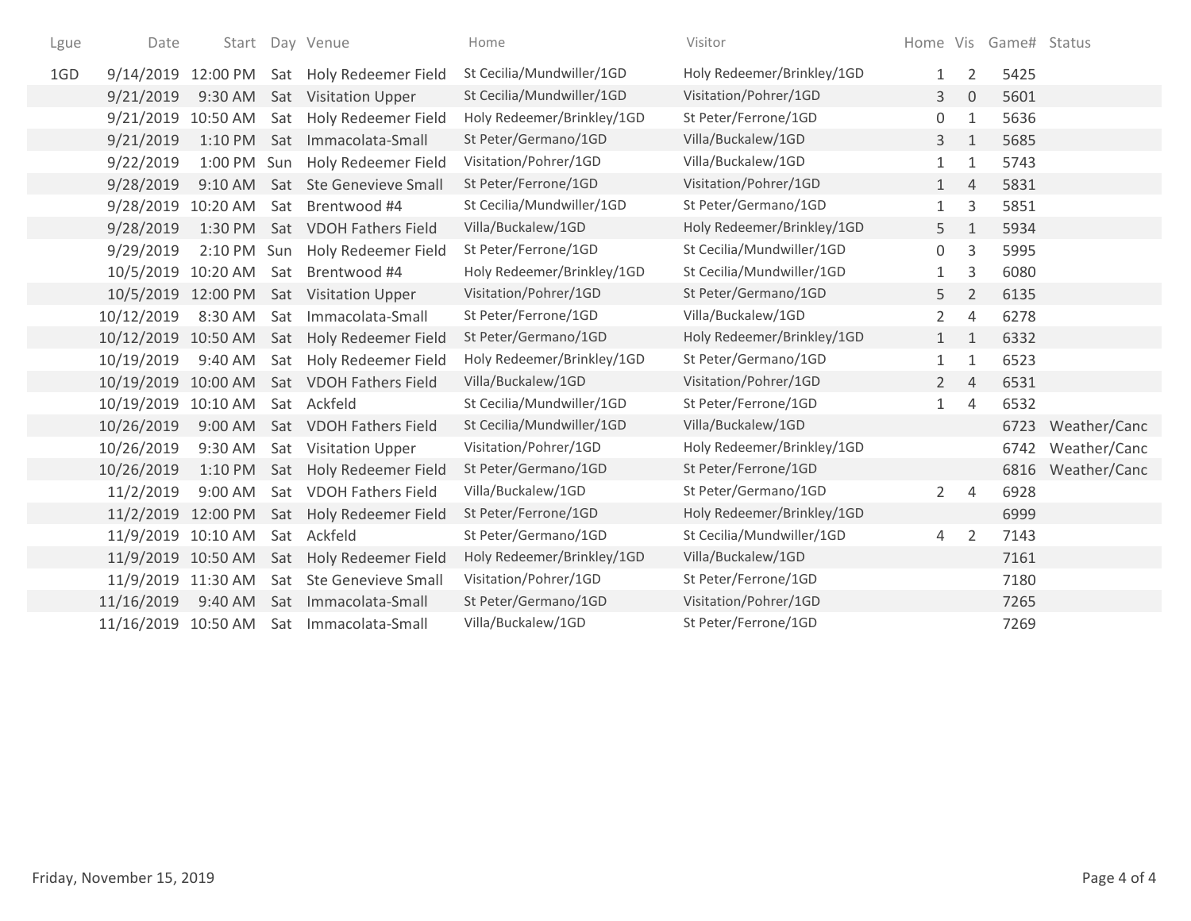| Lgue | Date | Start | Day | Venue | Home | Visitor | Home | Vis | Game# | Status |
|---|---|---|---|---|---|---|---|---|---|---|
| 1GD | 9/14/2019 | 12:00 PM | Sat | Holy Redeemer Field | St Cecilia/Mundwiller/1GD | Holy Redeemer/Brinkley/1GD | 1 | 2 | 5425 | |
| | 9/21/2019 | 9:30 AM | Sat | Visitation Upper | St Cecilia/Mundwiller/1GD | Visitation/Pohrer/1GD | 3 | 0 | 5601 | |
| | 9/21/2019 | 10:50 AM | Sat | Holy Redeemer Field | Holy Redeemer/Brinkley/1GD | St Peter/Ferrone/1GD | 0 | 1 | 5636 | |
| | 9/21/2019 | 1:10 PM | Sat | Immacolata-Small | St Peter/Germano/1GD | Villa/Buckalew/1GD | 3 | 1 | 5685 | |
| | 9/22/2019 | 1:00 PM | Sun | Holy Redeemer Field | Visitation/Pohrer/1GD | Villa/Buckalew/1GD | 1 | 1 | 5743 | |
| | 9/28/2019 | 9:10 AM | Sat | Ste Genevieve Small | St Peter/Ferrone/1GD | Visitation/Pohrer/1GD | 1 | 4 | 5831 | |
| | 9/28/2019 | 10:20 AM | Sat | Brentwood #4 | St Cecilia/Mundwiller/1GD | St Peter/Germano/1GD | 1 | 3 | 5851 | |
| | 9/28/2019 | 1:30 PM | Sat | VDOH Fathers Field | Villa/Buckalew/1GD | Holy Redeemer/Brinkley/1GD | 5 | 1 | 5934 | |
| | 9/29/2019 | 2:10 PM | Sun | Holy Redeemer Field | St Peter/Ferrone/1GD | St Cecilia/Mundwiller/1GD | 0 | 3 | 5995 | |
| | 10/5/2019 | 10:20 AM | Sat | Brentwood #4 | Holy Redeemer/Brinkley/1GD | St Cecilia/Mundwiller/1GD | 1 | 3 | 6080 | |
| | 10/5/2019 | 12:00 PM | Sat | Visitation Upper | Visitation/Pohrer/1GD | St Peter/Germano/1GD | 5 | 2 | 6135 | |
| | 10/12/2019 | 8:30 AM | Sat | Immacolata-Small | St Peter/Ferrone/1GD | Villa/Buckalew/1GD | 2 | 4 | 6278 | |
| | 10/12/2019 | 10:50 AM | Sat | Holy Redeemer Field | St Peter/Germano/1GD | Holy Redeemer/Brinkley/1GD | 1 | 1 | 6332 | |
| | 10/19/2019 | 9:40 AM | Sat | Holy Redeemer Field | Holy Redeemer/Brinkley/1GD | St Peter/Germano/1GD | 1 | 1 | 6523 | |
| | 10/19/2019 | 10:00 AM | Sat | VDOH Fathers Field | Villa/Buckalew/1GD | Visitation/Pohrer/1GD | 2 | 4 | 6531 | |
| | 10/19/2019 | 10:10 AM | Sat | Ackfeld | St Cecilia/Mundwiller/1GD | St Peter/Ferrone/1GD | 1 | 4 | 6532 | |
| | 10/26/2019 | 9:00 AM | Sat | VDOH Fathers Field | St Cecilia/Mundwiller/1GD | Villa/Buckalew/1GD | | | 6723 | Weather/Canc |
| | 10/26/2019 | 9:30 AM | Sat | Visitation Upper | Visitation/Pohrer/1GD | Holy Redeemer/Brinkley/1GD | | | 6742 | Weather/Canc |
| | 10/26/2019 | 1:10 PM | Sat | Holy Redeemer Field | St Peter/Germano/1GD | St Peter/Ferrone/1GD | | | 6816 | Weather/Canc |
| | 11/2/2019 | 9:00 AM | Sat | VDOH Fathers Field | Villa/Buckalew/1GD | St Peter/Germano/1GD | 2 | 4 | 6928 | |
| | 11/2/2019 | 12:00 PM | Sat | Holy Redeemer Field | St Peter/Ferrone/1GD | Holy Redeemer/Brinkley/1GD | | | 6999 | |
| | 11/9/2019 | 10:10 AM | Sat | Ackfeld | St Peter/Germano/1GD | St Cecilia/Mundwiller/1GD | 4 | 2 | 7143 | |
| | 11/9/2019 | 10:50 AM | Sat | Holy Redeemer Field | Holy Redeemer/Brinkley/1GD | Villa/Buckalew/1GD | | | 7161 | |
| | 11/9/2019 | 11:30 AM | Sat | Ste Genevieve Small | Visitation/Pohrer/1GD | St Peter/Ferrone/1GD | | | 7180 | |
| | 11/16/2019 | 9:40 AM | Sat | Immacolata-Small | St Peter/Germano/1GD | Visitation/Pohrer/1GD | | | 7265 | |
| | 11/16/2019 | 10:50 AM | Sat | Immacolata-Small | Villa/Buckalew/1GD | St Peter/Ferrone/1GD | | | 7269 | |

Friday, November 15, 2019